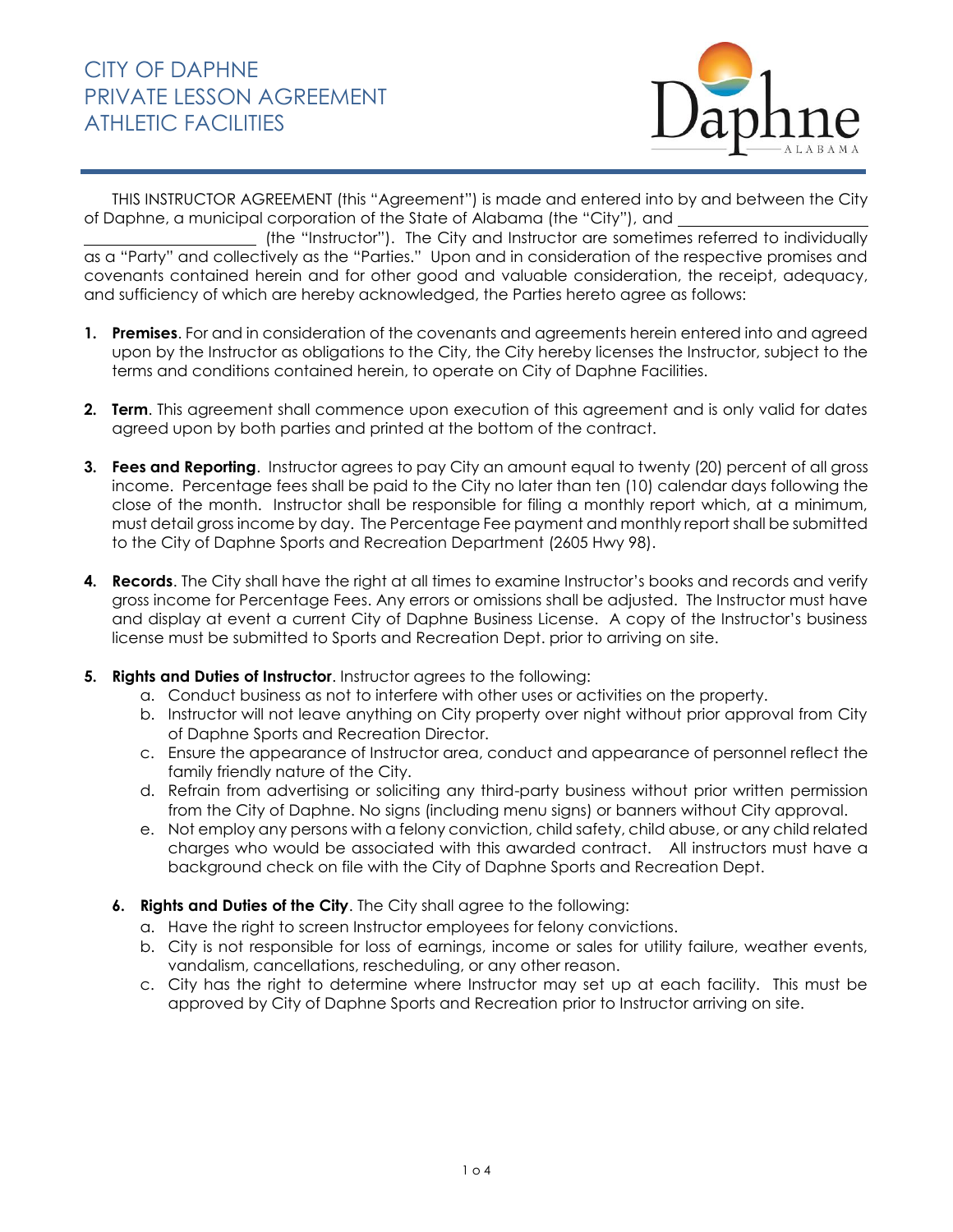# CITY OF DAPHNE
# PRIVATE LESSON AGREEMENT
# ATHLETIC FACILITIES

THIS INSTRUCTOR AGREEMENT (this "Agreement") is made and entered into by and between the City of Daphne, a municipal corporation of the State of Alabama (the "City"), and ______________________ ______________________ (the "Instructor"). The City and Instructor are sometimes referred to individually as a "Party" and collectively as the "Parties." Upon and in consideration of the respective promises and covenants contained herein and for other good and valuable consideration, the receipt, adequacy, and sufficiency of which are hereby acknowledged, the Parties hereto agree as follows:

1. **Premises**. For and in consideration of the covenants and agreements herein entered into and agreed upon by the Instructor as obligations to the City, the City hereby licenses the Instructor, subject to the terms and conditions contained herein, to operate on City of Daphne Facilities.

2. **Term**. This agreement shall commence upon execution of this agreement and is only valid for dates agreed upon by both parties and printed at the bottom of the contract.

3. **Fees and Reporting**. Instructor agrees to pay City an amount equal to twenty (20) percent of all gross income. Percentage fees shall be paid to the City no later than ten (10) calendar days following the close of the month. Instructor shall be responsible for filing a monthly report which, at a minimum, must detail gross income by day. The Percentage Fee payment and monthly report shall be submitted to the City of Daphne Sports and Recreation Department (2605 Hwy 98).

4. **Records**. The City shall have the right at all times to examine Instructor's books and records and verify gross income for Percentage Fees. Any errors or omissions shall be adjusted. The Instructor must have and display at event a current City of Daphne Business License. A copy of the Instructor's business license must be submitted to Sports and Recreation Dept. prior to arriving on site.

5. **Rights and Duties of Instructor**. Instructor agrees to the following:
   a. Conduct business as not to interfere with other uses or activities on the property.
   b. Instructor will not leave anything on City property over night without prior approval from City of Daphne Sports and Recreation Director.
   c. Ensure the appearance of Instructor area, conduct and appearance of personnel reflect the family friendly nature of the City.
   d. Refrain from advertising or soliciting any third-party business without prior written permission from the City of Daphne. No signs (including menu signs) or banners without City approval.
   e. Not employ any persons with a felony conviction, child safety, child abuse, or any child related charges who would be associated with this awarded contract. All instructors must have a background check on file with the City of Daphne Sports and Recreation Dept.

6. **Rights and Duties of the City**. The City shall agree to the following:
   a. Have the right to screen Instructor employees for felony convictions.
   b. City is not responsible for loss of earnings, income or sales for utility failure, weather events, vandalism, cancellations, rescheduling, or any other reason.
   c. City has the right to determine where Instructor may set up at each facility. This must be approved by City of Daphne Sports and Recreation prior to Instructor arriving on site.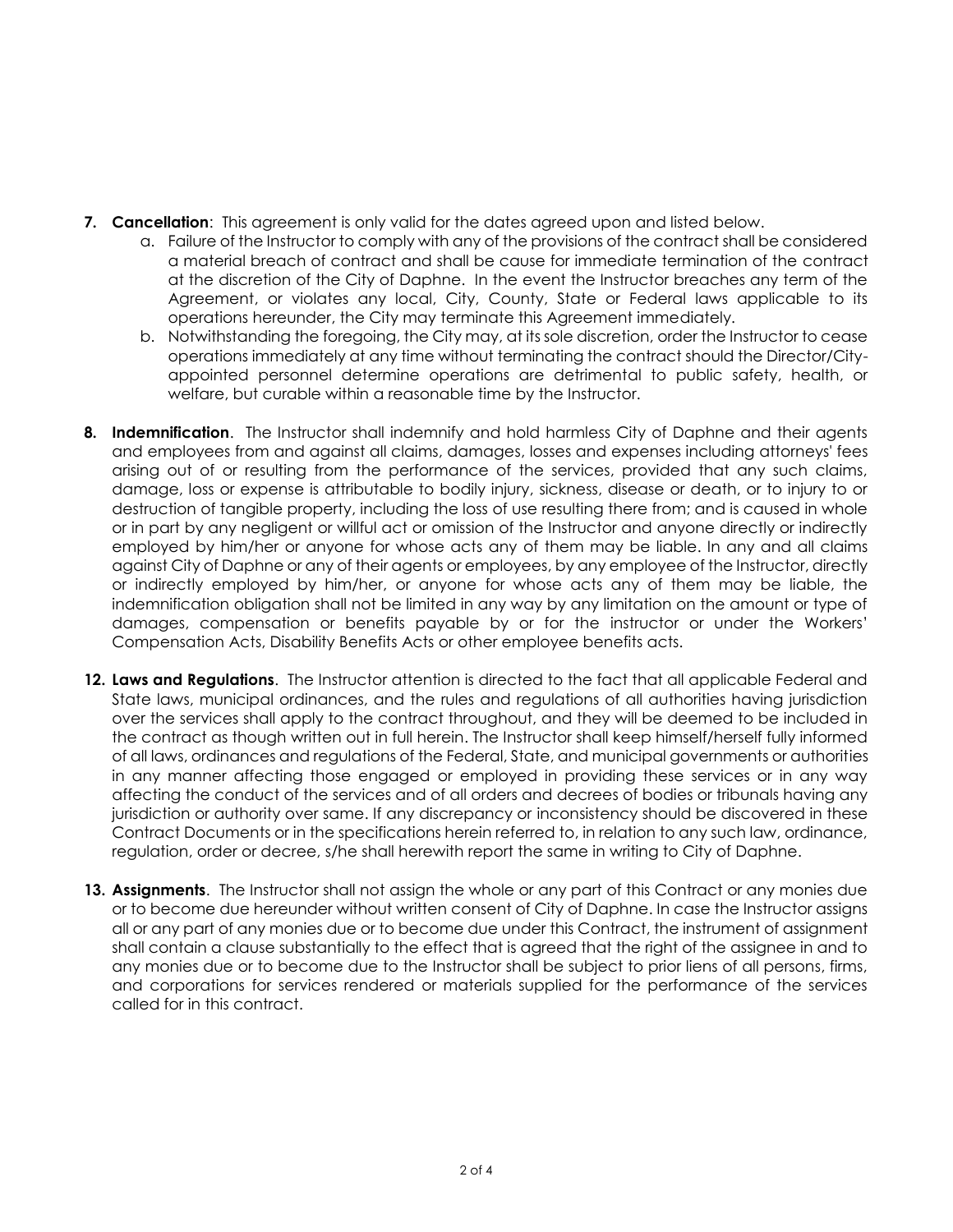7. **Cancellation**: This agreement is only valid for the dates agreed upon and listed below.
   a. Failure of the Instructor to comply with any of the provisions of the contract shall be considered a material breach of contract and shall be cause for immediate termination of the contract at the discretion of the City of Daphne. In the event the Instructor breaches any term of the Agreement, or violates any local, City, County, State or Federal laws applicable to its operations hereunder, the City may terminate this Agreement immediately.
   b. Notwithstanding the foregoing, the City may, at its sole discretion, order the Instructor to cease operations immediately at any time without terminating the contract should the Director/City-appointed personnel determine operations are detrimental to public safety, health, or welfare, but curable within a reasonable time by the Instructor.

8. **Indemnification**. The Instructor shall indemnify and hold harmless City of Daphne and their agents and employees from and against all claims, damages, losses and expenses including attorneys' fees arising out of or resulting from the performance of the services, provided that any such claims, damage, loss or expense is attributable to bodily injury, sickness, disease or death, or to injury to or destruction of tangible property, including the loss of use resulting there from; and is caused in whole or in part by any negligent or willful act or omission of the Instructor and anyone directly or indirectly employed by him/her or anyone for whose acts any of them may be liable. In any and all claims against City of Daphne or any of their agents or employees, by any employee of the Instructor, directly or indirectly employed by him/her, or anyone for whose acts any of them may be liable, the indemnification obligation shall not be limited in any way by any limitation on the amount or type of damages, compensation or benefits payable by or for the instructor or under the Workers' Compensation Acts, Disability Benefits Acts or other employee benefits acts.

12. **Laws and Regulations**. The Instructor attention is directed to the fact that all applicable Federal and State laws, municipal ordinances, and the rules and regulations of all authorities having jurisdiction over the services shall apply to the contract throughout, and they will be deemed to be included in the contract as though written out in full herein. The Instructor shall keep himself/herself fully informed of all laws, ordinances and regulations of the Federal, State, and municipal governments or authorities in any manner affecting those engaged or employed in providing these services or in any way affecting the conduct of the services and of all orders and decrees of bodies or tribunals having any jurisdiction or authority over same. If any discrepancy or inconsistency should be discovered in these Contract Documents or in the specifications herein referred to, in relation to any such law, ordinance, regulation, order or decree, s/he shall herewith report the same in writing to City of Daphne.

13. **Assignments**. The Instructor shall not assign the whole or any part of this Contract or any monies due or to become due hereunder without written consent of City of Daphne. In case the Instructor assigns all or any part of any monies due or to become due under this Contract, the instrument of assignment shall contain a clause substantially to the effect that is agreed that the right of the assignee in and to any monies due or to become due to the Instructor shall be subject to prior liens of all persons, firms, and corporations for services rendered or materials supplied for the performance of the services called for in this contract.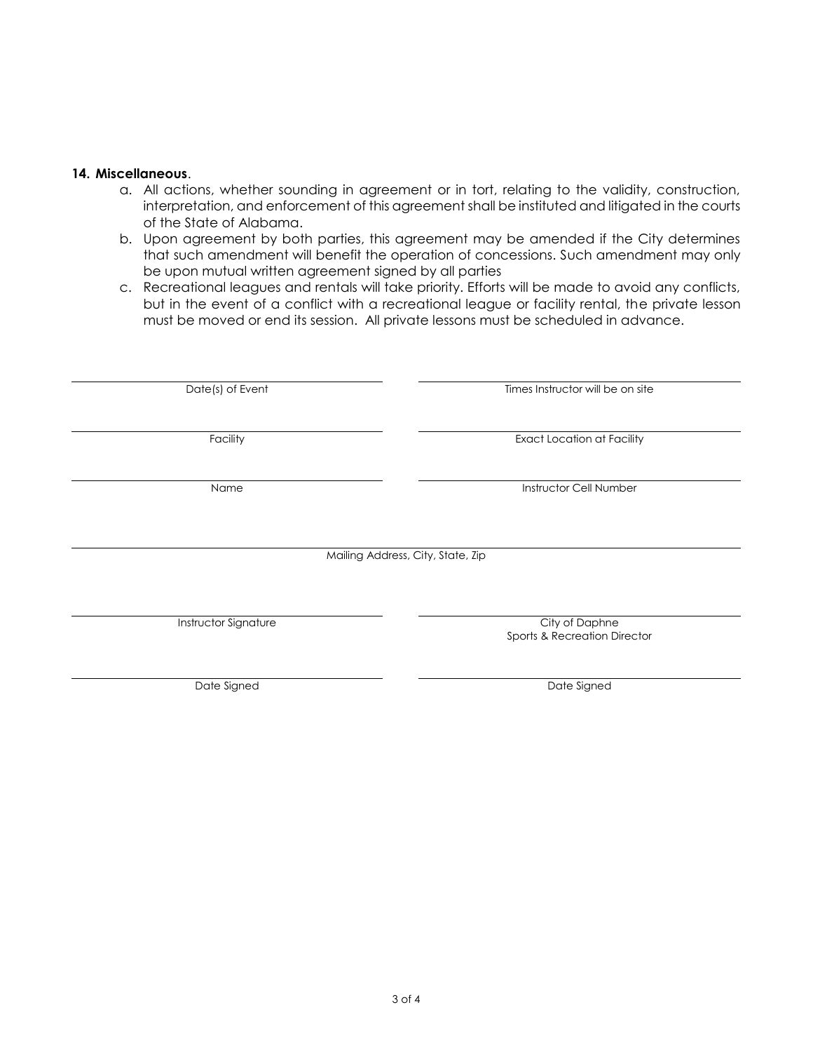**14. Miscellaneous**.

a. All actions, whether sounding in agreement or in tort, relating to the validity, construction, interpretation, and enforcement of this agreement shall be instituted and litigated in the courts of the State of Alabama.

b. Upon agreement by both parties, this agreement may be amended if the City determines that such amendment will benefit the operation of concessions. Such amendment may only be upon mutual written agreement signed by all parties

c. Recreational leagues and rentals will take priority. Efforts will be made to avoid any conflicts, but in the event of a conflict with a recreational league or facility rental, the private lesson must be moved or end its session. All private lessons must be scheduled in advance.

| | |
|---|---|
| \_\_\_\_\_\_\_\_\_\_\_\_\_\_\_\_\_\_\_\_ | \_\_\_\_\_\_\_\_\_\_\_\_\_\_\_\_\_\_\_\_ |
| Date(s) of Event | Times Instructor will be on site |
| \_\_\_\_\_\_\_\_\_\_\_\_\_\_\_\_\_\_\_\_ | \_\_\_\_\_\_\_\_\_\_\_\_\_\_\_\_\_\_\_\_ |
| Facility | Exact Location at Facility |
| \_\_\_\_\_\_\_\_\_\_\_\_\_\_\_\_\_\_\_\_ | \_\_\_\_\_\_\_\_\_\_\_\_\_\_\_\_\_\_\_\_ |
| Name | Instructor Cell Number |

\_\_\_\_\_\_\_\_\_\_\_\_\_\_\_\_\_\_\_\_\_\_\_\_\_\_\_\_\_\_\_\_\_\_\_\_\_\_\_\_

Mailing Address, City, State, Zip

| | |
|---|---|
| \_\_\_\_\_\_\_\_\_\_\_\_\_\_\_\_\_\_\_\_ | \_\_\_\_\_\_\_\_\_\_\_\_\_\_\_\_\_\_\_\_ |
| Instructor Signature | City of Daphne<br>Sports & Recreation Director |
| \_\_\_\_\_\_\_\_\_\_\_\_\_\_\_\_\_\_\_\_ | \_\_\_\_\_\_\_\_\_\_\_\_\_\_\_\_\_\_\_\_ |
| Date Signed | Date Signed |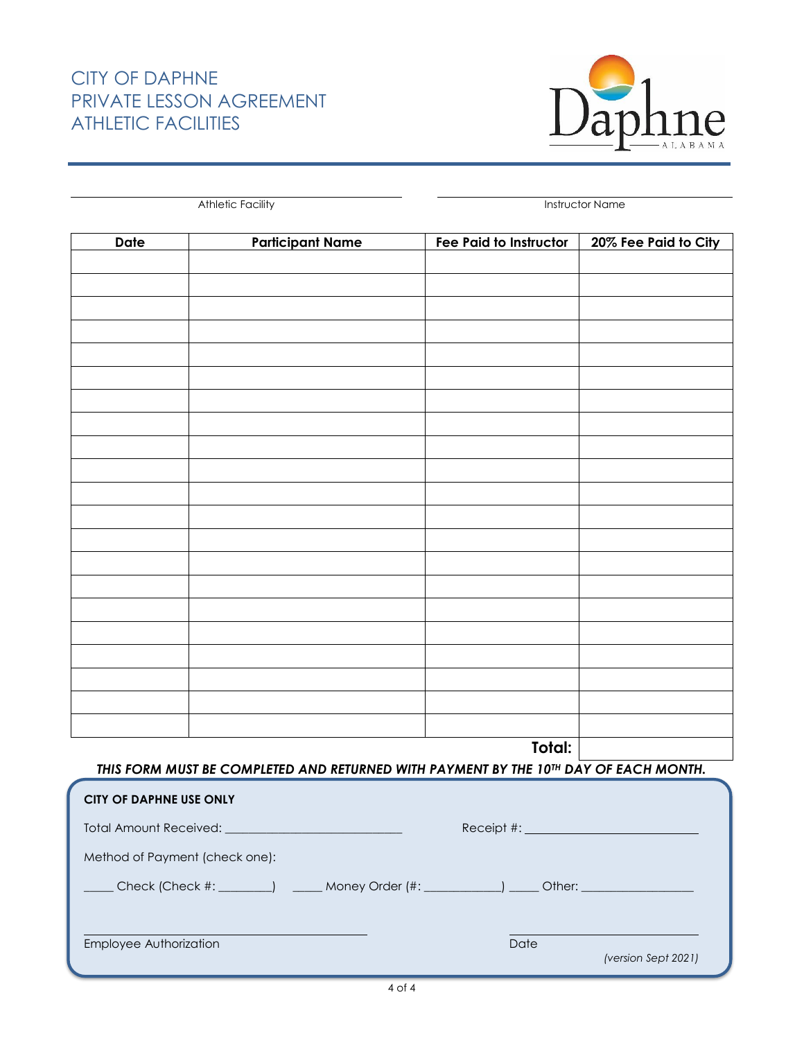# CITY OF DAPHNE
# PRIVATE LESSON AGREEMENT
# ATHLETIC FACILITIES

Daphne ALABAMA

______________________________ Athletic Facility

______________________________ Instructor Name

| Date | Participant Name | Fee Paid to Instructor | 20% Fee Paid to City |
|---|---|---|---|
| | | | |
| | | | |
| | | | |
| | | | |
| | | | |
| | | | |
| | | | |
| | | | |
| | | | |
| | | | |
| | | | |
| | | | |
| | | | |
| | | | |
| | | | |
| | | | |
| | | | |
| | | | |
| | | | |
| | | | |
| | | | |
| | | **Total:** | |

***THIS FORM MUST BE COMPLETED AND RETURNED WITH PAYMENT BY THE 10TH DAY OF EACH MONTH.***

**CITY OF DAPHNE USE ONLY**

Total Amount Received: ______________________________ Receipt #: ______________________________

Method of Payment (check one):

_____ Check (Check #: ________) _____ Money Order (#: ____________) _____ Other: __________________

______________________________ Employee Authorization

______________________________ Date

*(version Sept 2021)*